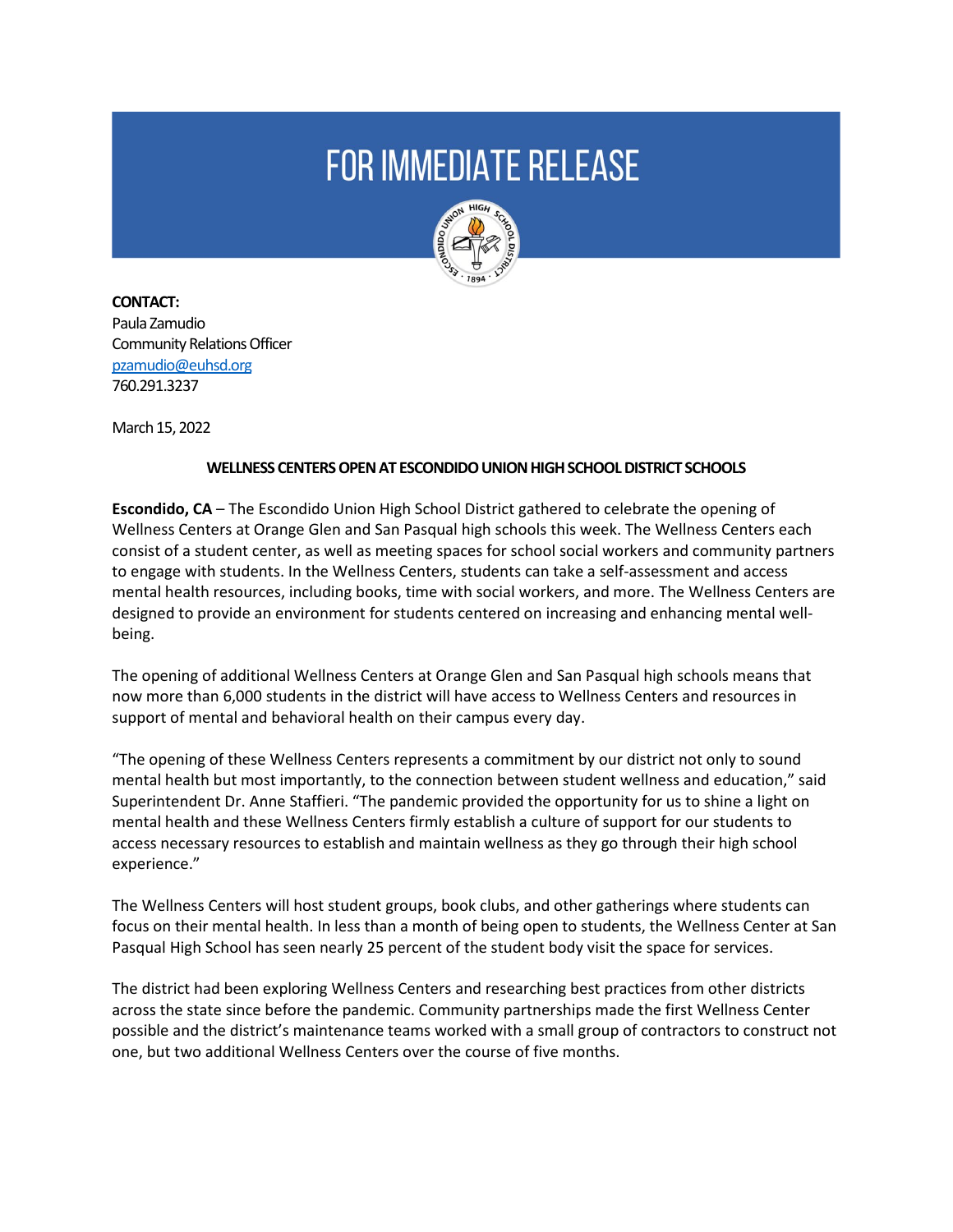# FOR IMMEDIATE RELEASE

**CONTACT:**
Paula Zamudio
Community Relations Officer
pzamudio@euhsd.org
760.291.3237

March 15, 2022

**WELLNESS CENTERS OPEN AT ESCONDIDO UNION HIGH SCHOOL DISTRICT SCHOOLS**

**Escondido, CA** – The Escondido Union High School District gathered to celebrate the opening of Wellness Centers at Orange Glen and San Pasqual high schools this week. The Wellness Centers each consist of a student center, as well as meeting spaces for school social workers and community partners to engage with students. In the Wellness Centers, students can take a self-assessment and access mental health resources, including books, time with social workers, and more. The Wellness Centers are designed to provide an environment for students centered on increasing and enhancing mental well-being.

The opening of additional Wellness Centers at Orange Glen and San Pasqual high schools means that now more than 6,000 students in the district will have access to Wellness Centers and resources in support of mental and behavioral health on their campus every day.

"The opening of these Wellness Centers represents a commitment by our district not only to sound mental health but most importantly, to the connection between student wellness and education," said Superintendent Dr. Anne Staffieri. "The pandemic provided the opportunity for us to shine a light on mental health and these Wellness Centers firmly establish a culture of support for our students to access necessary resources to establish and maintain wellness as they go through their high school experience."

The Wellness Centers will host student groups, book clubs, and other gatherings where students can focus on their mental health. In less than a month of being open to students, the Wellness Center at San Pasqual High School has seen nearly 25 percent of the student body visit the space for services.

The district had been exploring Wellness Centers and researching best practices from other districts across the state since before the pandemic. Community partnerships made the first Wellness Center possible and the district's maintenance teams worked with a small group of contractors to construct not one, but two additional Wellness Centers over the course of five months.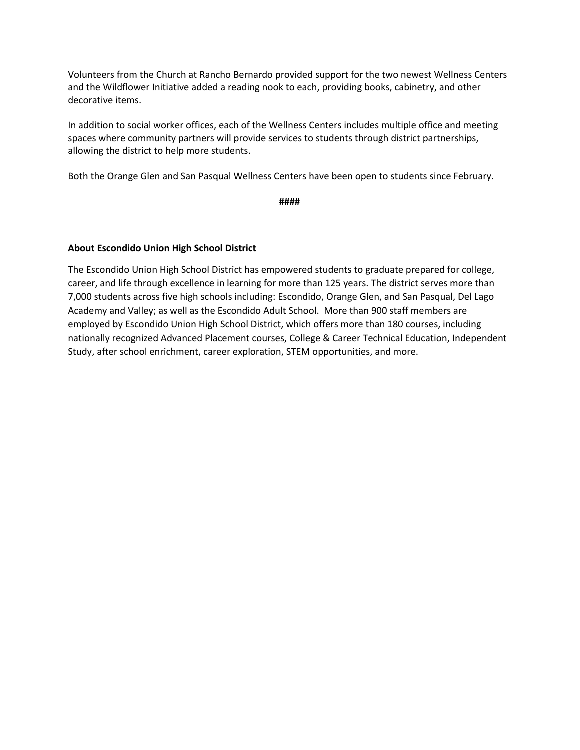Volunteers from the Church at Rancho Bernardo provided support for the two newest Wellness Centers and the Wildflower Initiative added a reading nook to each, providing books, cabinetry, and other decorative items.

In addition to social worker offices, each of the Wellness Centers includes multiple office and meeting spaces where community partners will provide services to students through district partnerships, allowing the district to help more students.

Both the Orange Glen and San Pasqual Wellness Centers have been open to students since February.

**####**

**About Escondido Union High School District**

The Escondido Union High School District has empowered students to graduate prepared for college, career, and life through excellence in learning for more than 125 years. The district serves more than 7,000 students across five high schools including: Escondido, Orange Glen, and San Pasqual, Del Lago Academy and Valley; as well as the Escondido Adult School. More than 900 staff members are employed by Escondido Union High School District, which offers more than 180 courses, including nationally recognized Advanced Placement courses, College & Career Technical Education, Independent Study, after school enrichment, career exploration, STEM opportunities, and more.